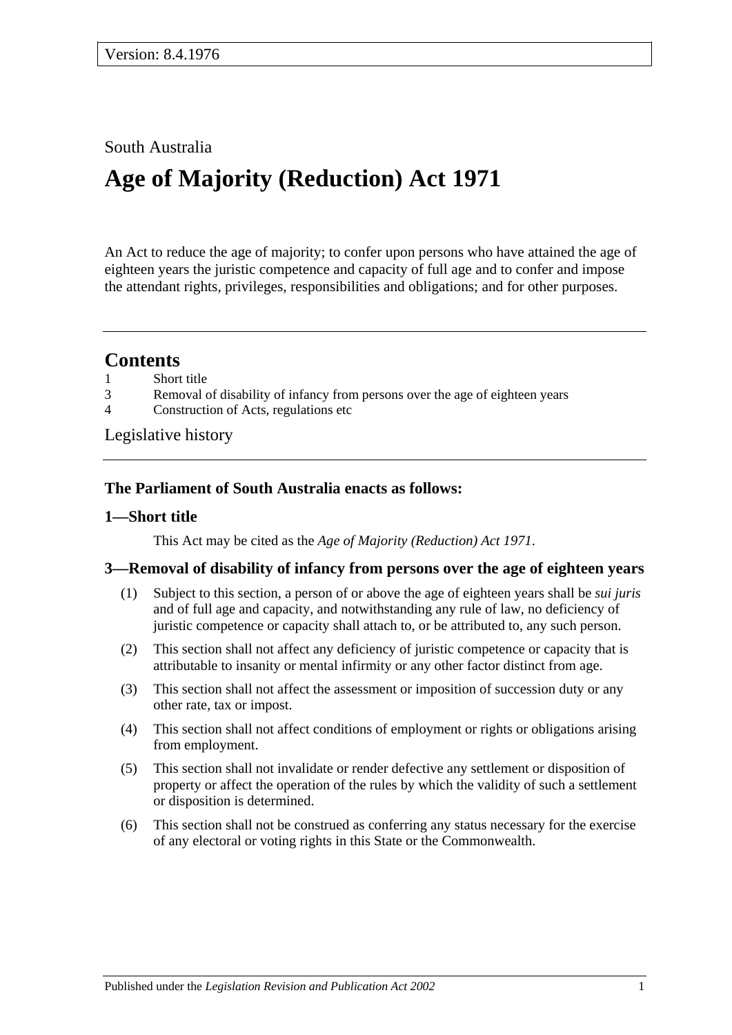Version: 8.4.1976

South Australia

# Age of Majority (Reduction) Act 1971

An Act to reduce the age of majority; to confer upon persons who have attained the age of eighteen years the juristic competence and capacity of full age and to confer and impose the attendant rights, privileges, responsibilities and obligations; and for other purposes.

## Contents

1 Short title

3 Removal of disability of infancy from persons over the age of eighteen years

4 Construction of Acts, regulations etc

Legislative history

**The Parliament of South Australia enacts as follows:**

### 1—Short title

This Act may be cited as the *Age of Majority (Reduction) Act 1971*.

### 3—Removal of disability of infancy from persons over the age of eighteen years

(1) Subject to this section, a person of or above the age of eighteen years shall be *sui juris* and of full age and capacity, and notwithstanding any rule of law, no deficiency of juristic competence or capacity shall attach to, or be attributed to, any such person.

(2) This section shall not affect any deficiency of juristic competence or capacity that is attributable to insanity or mental infirmity or any other factor distinct from age.

(3) This section shall not affect the assessment or imposition of succession duty or any other rate, tax or impost.

(4) This section shall not affect conditions of employment or rights or obligations arising from employment.

(5) This section shall not invalidate or render defective any settlement or disposition of property or affect the operation of the rules by which the validity of such a settlement or disposition is determined.

(6) This section shall not be construed as conferring any status necessary for the exercise of any electoral or voting rights in this State or the Commonwealth.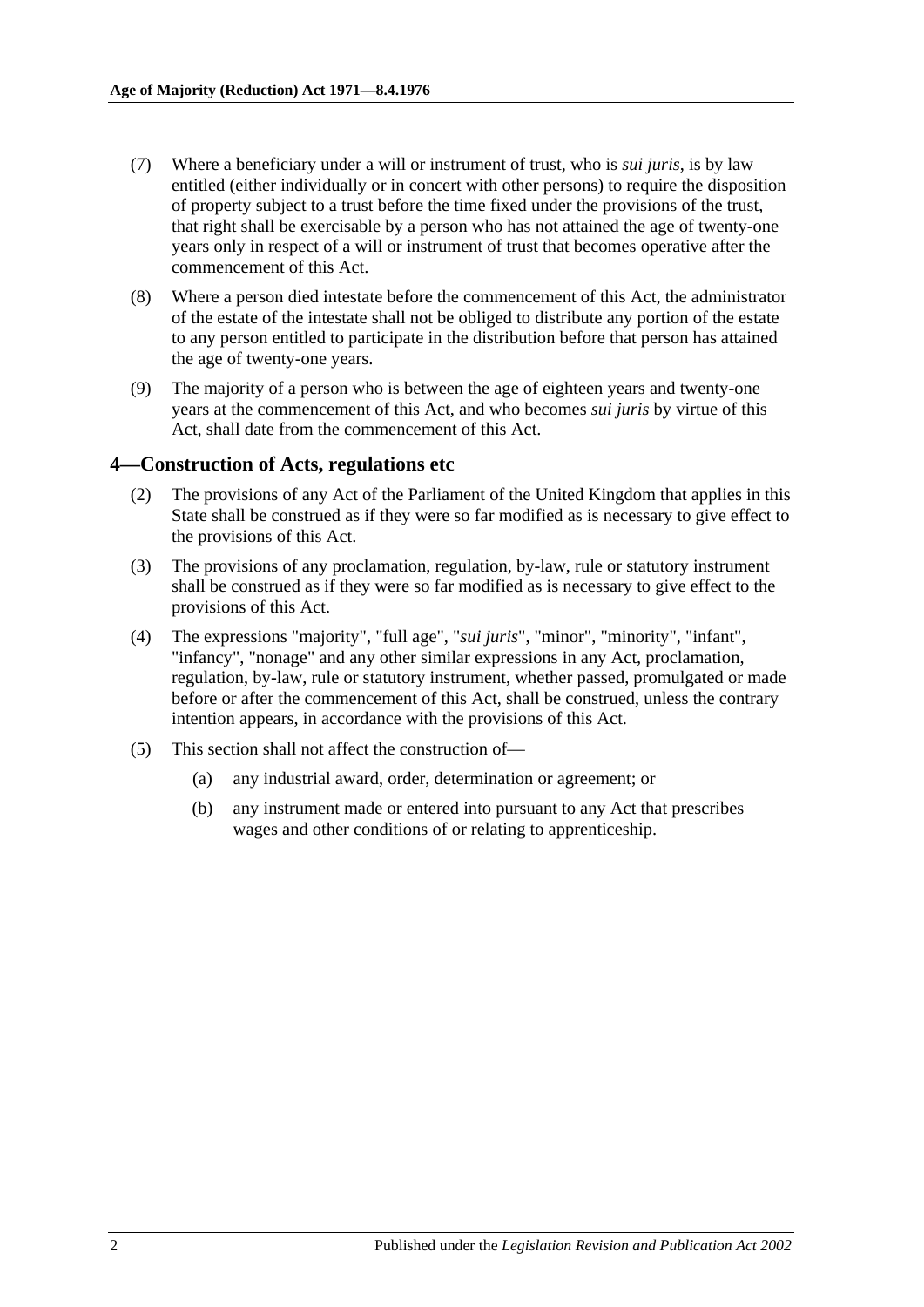(7) Where a beneficiary under a will or instrument of trust, who is *sui juris*, is by law entitled (either individually or in concert with other persons) to require the disposition of property subject to a trust before the time fixed under the provisions of the trust, that right shall be exercisable by a person who has not attained the age of twenty-one years only in respect of a will or instrument of trust that becomes operative after the commencement of this Act.

(8) Where a person died intestate before the commencement of this Act, the administrator of the estate of the intestate shall not be obliged to distribute any portion of the estate to any person entitled to participate in the distribution before that person has attained the age of twenty-one years.

(9) The majority of a person who is between the age of eighteen years and twenty-one years at the commencement of this Act, and who becomes *sui juris* by virtue of this Act, shall date from the commencement of this Act.

## 4—Construction of Acts, regulations etc

(2) The provisions of any Act of the Parliament of the United Kingdom that applies in this State shall be construed as if they were so far modified as is necessary to give effect to the provisions of this Act.

(3) The provisions of any proclamation, regulation, by-law, rule or statutory instrument shall be construed as if they were so far modified as is necessary to give effect to the provisions of this Act.

(4) The expressions "majority", "full age", "*sui juris*", "minor", "minority", "infant", "infancy", "nonage" and any other similar expressions in any Act, proclamation, regulation, by-law, rule or statutory instrument, whether passed, promulgated or made before or after the commencement of this Act, shall be construed, unless the contrary intention appears, in accordance with the provisions of this Act.

(5) This section shall not affect the construction of—

(a) any industrial award, order, determination or agreement; or

(b) any instrument made or entered into pursuant to any Act that prescribes wages and other conditions of or relating to apprenticeship.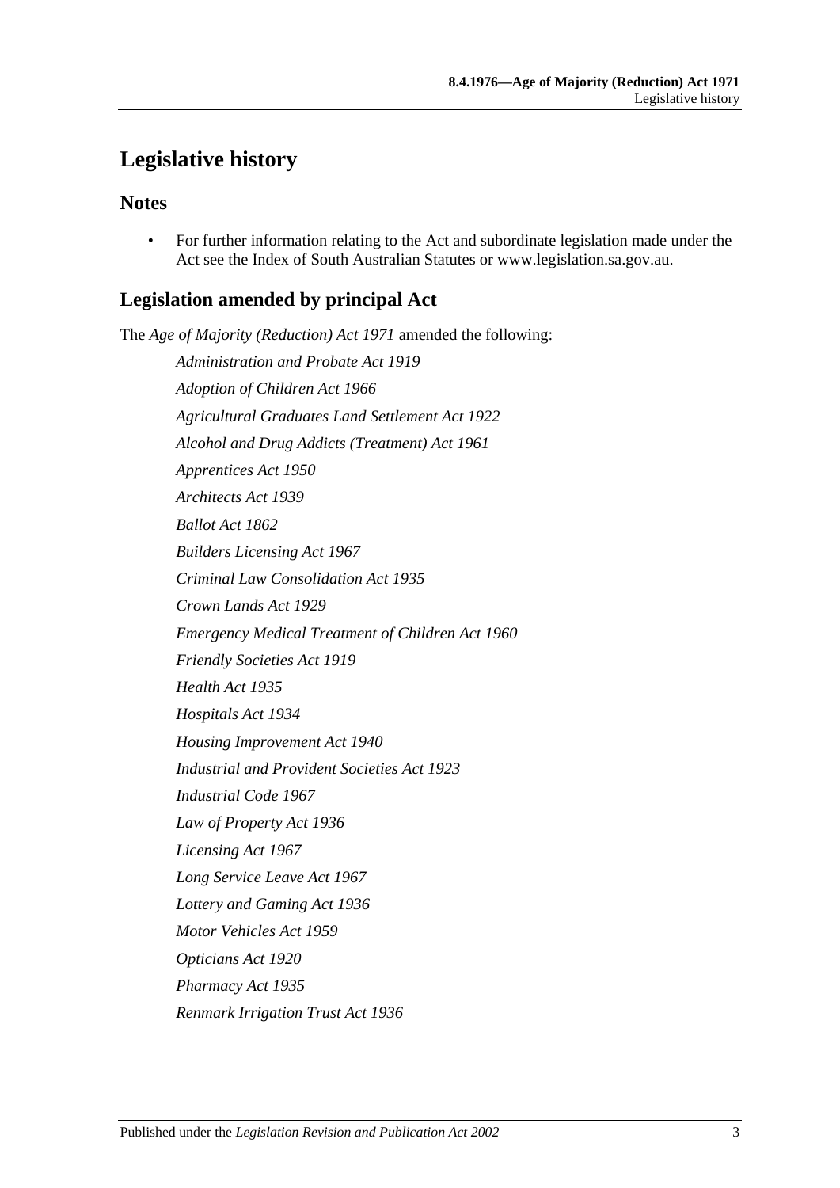# Legislative history

## Notes

- For further information relating to the Act and subordinate legislation made under the Act see the Index of South Australian Statutes or www.legislation.sa.gov.au.

## Legislation amended by principal Act

The *Age of Majority (Reduction) Act 1971* amended the following:

*Administration and Probate Act 1919*

*Adoption of Children Act 1966*

*Agricultural Graduates Land Settlement Act 1922*

*Alcohol and Drug Addicts (Treatment) Act 1961*

*Apprentices Act 1950*

*Architects Act 1939*

*Ballot Act 1862*

*Builders Licensing Act 1967*

*Criminal Law Consolidation Act 1935*

*Crown Lands Act 1929*

*Emergency Medical Treatment of Children Act 1960*

*Friendly Societies Act 1919*

*Health Act 1935*

*Hospitals Act 1934*

*Housing Improvement Act 1940*

*Industrial and Provident Societies Act 1923*

*Industrial Code 1967*

*Law of Property Act 1936*

*Licensing Act 1967*

*Long Service Leave Act 1967*

*Lottery and Gaming Act 1936*

*Motor Vehicles Act 1959*

*Opticians Act 1920*

*Pharmacy Act 1935*

*Renmark Irrigation Trust Act 1936*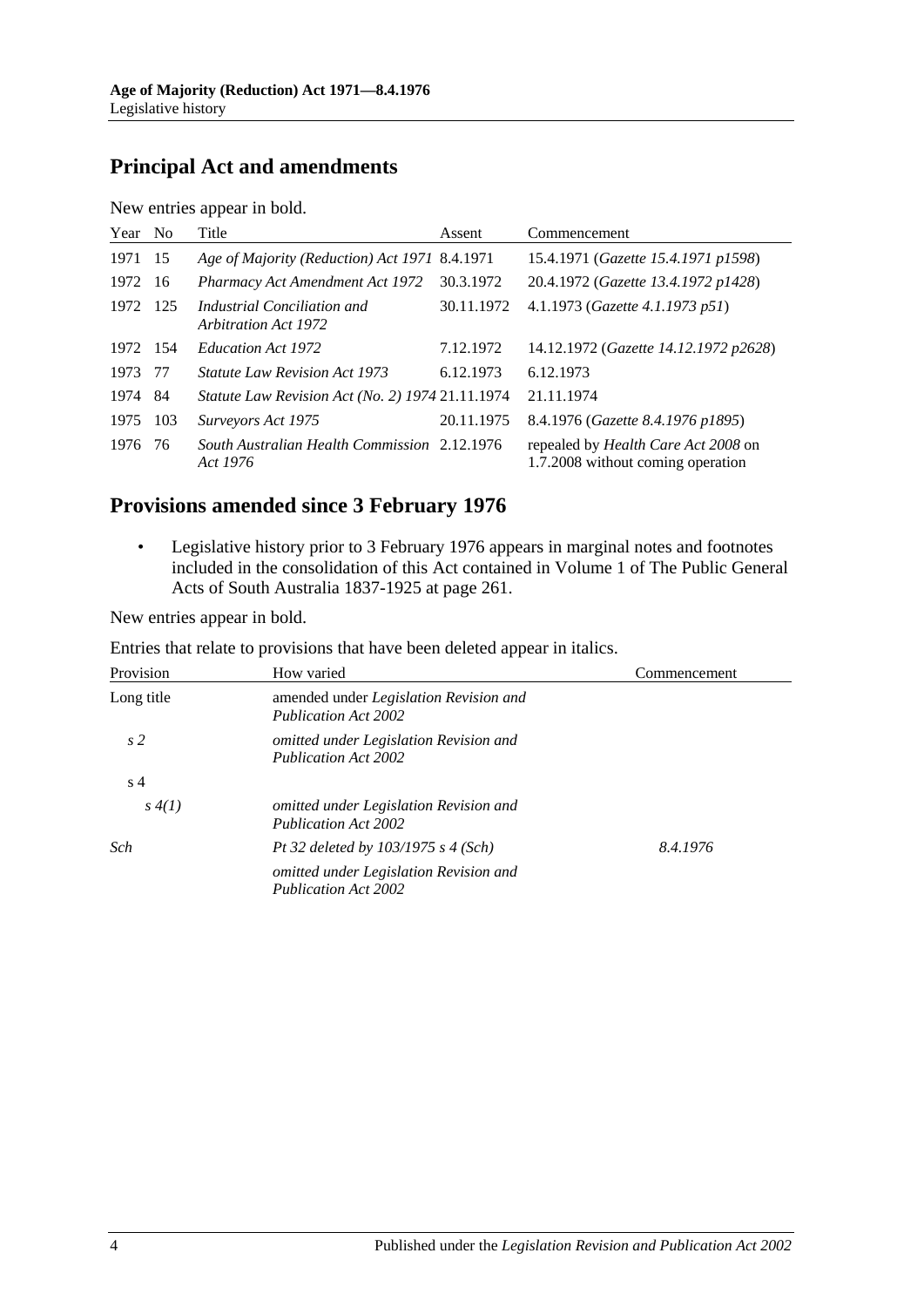## Principal Act and amendments

New entries appear in bold.

| Year | No | Title | Assent | Commencement |
|---|---|---|---|---|
| 1971 | 15 | *Age of Majority (Reduction) Act 1971* | 8.4.1971 | 15.4.1971 (*Gazette 15.4.1971 p1598*) |
| 1972 | 16 | *Pharmacy Act Amendment Act 1972* | 30.3.1972 | 20.4.1972 (*Gazette 13.4.1972 p1428*) |
| 1972 | 125 | *Industrial Conciliation and Arbitration Act 1972* | 30.11.1972 | 4.1.1973 (*Gazette 4.1.1973 p51*) |
| 1972 | 154 | *Education Act 1972* | 7.12.1972 | 14.12.1972 (*Gazette 14.12.1972 p2628*) |
| 1973 | 77 | *Statute Law Revision Act 1973* | 6.12.1973 | 6.12.1973 |
| 1974 | 84 | *Statute Law Revision Act (No. 2) 1974* | 21.11.1974 | 21.11.1974 |
| 1975 | 103 | *Surveyors Act 1975* | 20.11.1975 | 8.4.1976 (*Gazette 8.4.1976 p1895*) |
| 1976 | 76 | *South Australian Health Commission Act 1976* | 2.12.1976 | repealed by *Health Care Act 2008* on 1.7.2008 without coming operation |

## Provisions amended since 3 February 1976

- Legislative history prior to 3 February 1976 appears in marginal notes and footnotes included in the consolidation of this Act contained in Volume 1 of The Public General Acts of South Australia 1837-1925 at page 261.

New entries appear in bold.

Entries that relate to provisions that have been deleted appear in italics.

| Provision | How varied | Commencement |
|---|---|---|
| Long title | amended under *Legislation Revision and Publication Act 2002* | |
| *s 2* | *omitted under Legislation Revision and Publication Act 2002* | |
| s 4 | | |
| *s 4(1)* | *omitted under Legislation Revision and Publication Act 2002* | |
| *Sch* | *Pt 32 deleted by 103/1975 s 4 (Sch)* | *8.4.1976* |
| | *omitted under Legislation Revision and Publication Act 2002* | |